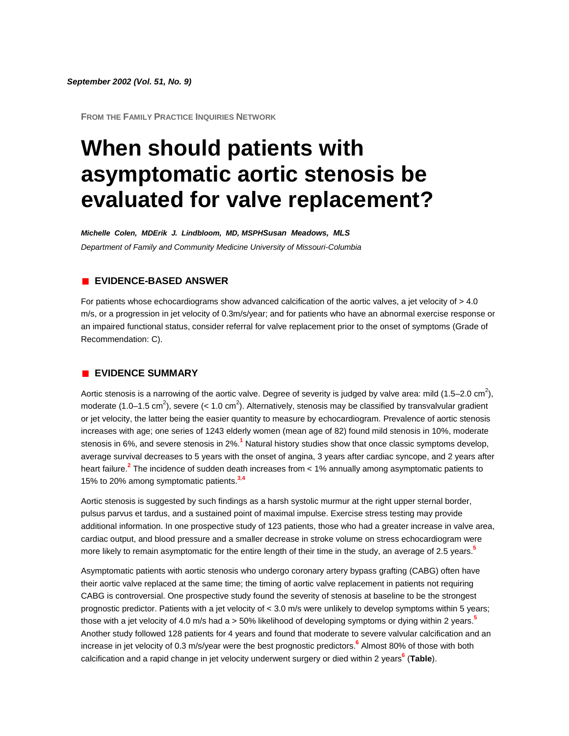*September 2002 (Vol. 51, No. 9)*

FROM THE FAMILY PRACTICE INQUIRIES NETWORK

# When should patients with asymptomatic aortic stenosis be evaluated for valve replacement?

***Michelle Colen, MDErik J. Lindbloom, MD, MSPHSusan Meadows, MLS***

*Department of Family and Community Medicine University of Missouri-Columbia*

## EVIDENCE-BASED ANSWER

For patients whose echocardiograms show advanced calcification of the aortic valves, a jet velocity of > 4.0 m/s, or a progression in jet velocity of 0.3m/s/year; and for patients who have an abnormal exercise response or an impaired functional status, consider referral for valve replacement prior to the onset of symptoms (Grade of Recommendation: C).

## EVIDENCE SUMMARY

Aortic stenosis is a narrowing of the aortic valve. Degree of severity is judged by valve area: mild (1.5–2.0 $cm^2$), moderate (1.0–1.5 $cm^2$), severe (< 1.0 $cm^2$). Alternatively, stenosis may be classified by transvalvular gradient or jet velocity, the latter being the easier quantity to measure by echocardiogram. Prevalence of aortic stenosis increases with age; one series of 1243 elderly women (mean age of 82) found mild stenosis in 10%, moderate stenosis in 6%, and severe stenosis in 2%.[1] Natural history studies show that once classic symptoms develop, average survival decreases to 5 years with the onset of angina, 3 years after cardiac syncope, and 2 years after heart failure.[2] The incidence of sudden death increases from < 1% annually among asymptomatic patients to 15% to 20% among symptomatic patients.[3,4]

Aortic stenosis is suggested by such findings as a harsh systolic murmur at the right upper sternal border, pulsus parvus et tardus, and a sustained point of maximal impulse. Exercise stress testing may provide additional information. In one prospective study of 123 patients, those who had a greater increase in valve area, cardiac output, and blood pressure and a smaller decrease in stroke volume on stress echocardiogram were more likely to remain asymptomatic for the entire length of their time in the study, an average of 2.5 years.[5]

Asymptomatic patients with aortic stenosis who undergo coronary artery bypass grafting (CABG) often have their aortic valve replaced at the same time; the timing of aortic valve replacement in patients not requiring CABG is controversial. One prospective study found the severity of stenosis at baseline to be the strongest prognostic predictor. Patients with a jet velocity of < 3.0 m/s were unlikely to develop symptoms within 5 years; those with a jet velocity of 4.0 m/s had a > 50% likelihood of developing symptoms or dying within 2 years.[5] Another study followed 128 patients for 4 years and found that moderate to severe valvular calcification and an increase in jet velocity of 0.3 m/s/year were the best prognostic predictors.[6] Almost 80% of those with both calcification and a rapid change in jet velocity underwent surgery or died within 2 years[6] (**Table**).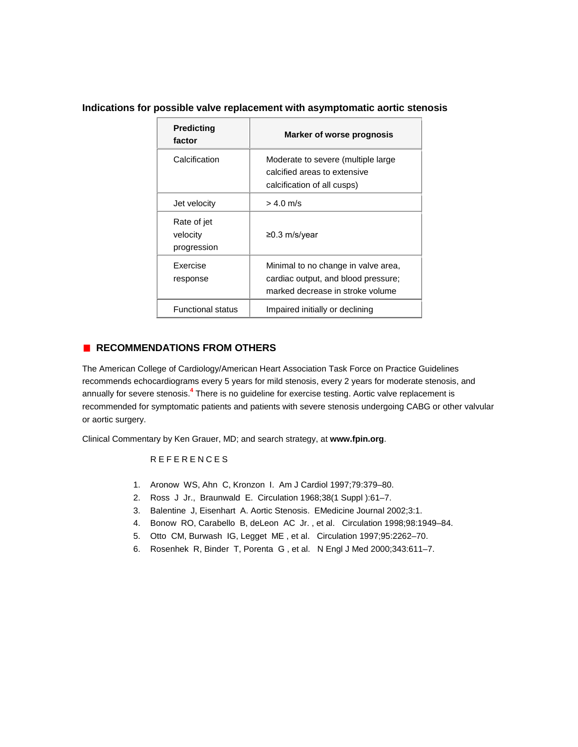**Indications for possible valve replacement with asymptomatic aortic stenosis**

| Predicting factor | Marker of worse prognosis |
|---|---|
| Calcification | Moderate to severe (multiple large calcified areas to extensive calcification of all cusps) |
| Jet velocity | > 4.0 m/s |
| Rate of jet velocity progression | ≥0.3 m/s/year |
| Exercise response | Minimal to no change in valve area, cardiac output, and blood pressure; marked decrease in stroke volume |
| Functional status | Impaired initially or declining |

## RECOMMENDATIONS FROM OTHERS

The American College of Cardiology/American Heart Association Task Force on Practice Guidelines recommends echocardiograms every 5 years for mild stenosis, every 2 years for moderate stenosis, and annually for severe stenosis.[4] There is no guideline for exercise testing. Aortic valve replacement is recommended for symptomatic patients and patients with severe stenosis undergoing CABG or other valvular or aortic surgery.

Clinical Commentary by Ken Grauer, MD; and search strategy, at **www.fpin.org**.

REFERENCES

1. Aronow WS, Ahn C, Kronzon I. Am J Cardiol 1997;79:379–80.
2. Ross J Jr., Braunwald E. Circulation 1968;38(1 Suppl ):61–7.
3. Balentine J, Eisenhart A. Aortic Stenosis. EMedicine Journal 2002;3:1.
4. Bonow RO, Carabello B, deLeon AC Jr. , et al. Circulation 1998;98:1949–84.
5. Otto CM, Burwash IG, Legget ME , et al. Circulation 1997;95:2262–70.
6. Rosenhek R, Binder T, Porenta G , et al. N Engl J Med 2000;343:611–7.